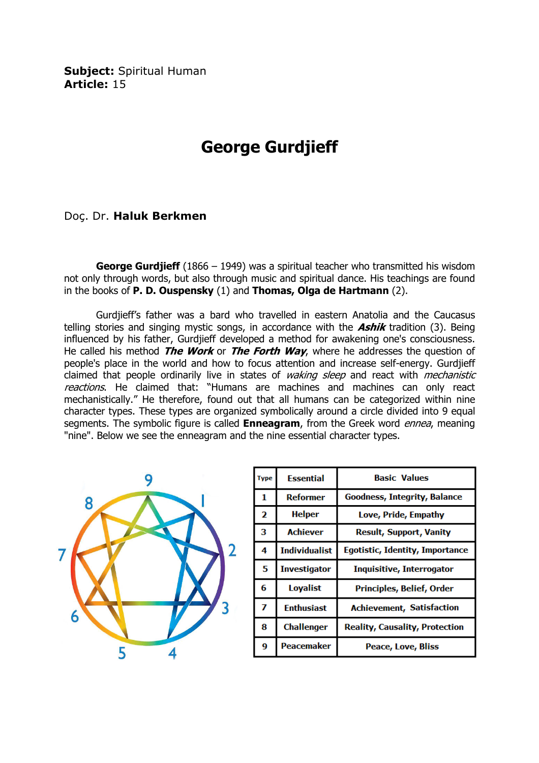**Subject:** Spiritual Human
**Article:** 15

# George Gurdjieff

Doç. Dr. **Haluk Berkmen**

**George Gurdjieff** (1866 – 1949) was a spiritual teacher who transmitted his wisdom not only through words, but also through music and spiritual dance. His teachings are found in the books of **P. D. Ouspensky** (1) and **Thomas, Olga de Hartmann** (2).

Gurdjieff's father was a bard who travelled in eastern Anatolia and the Caucasus telling stories and singing mystic songs, in accordance with the ***Ashik*** tradition (3). Being influenced by his father, Gurdjieff developed a method for awakening one's consciousness. He called his method ***The Work*** or ***The Forth Way***, where he addresses the question of people's place in the world and how to focus attention and increase self-energy. Gurdjieff claimed that people ordinarily live in states of *waking sleep* and react with *mechanistic reactions*. He claimed that: "Humans are machines and machines can only react mechanistically." He therefore, found out that all humans can be categorized within nine character types. These types are organized symbolically around a circle divided into 9 equal segments. The symbolic figure is called **Enneagram**, from the Greek word *ennea*, meaning "nine". Below we see the enneagram and the nine essential character types.

| Type | Essential | Basic Values |
|---|---|---|
| 1 | Reformer | Goodness, Integrity, Balance |
| 2 | Helper | Love, Pride, Empathy |
| 3 | Achiever | Result, Support, Vanity |
| 4 | Individualist | Egotistic, Identity, Importance |
| 5 | Investigator | Inquisitive, Interrogator |
| 6 | Loyalist | Principles, Belief, Order |
| 7 | Enthusiast | Achievement, Satisfaction |
| 8 | Challenger | Reality, Causality, Protection |
| 9 | Peacemaker | Peace, Love, Bliss |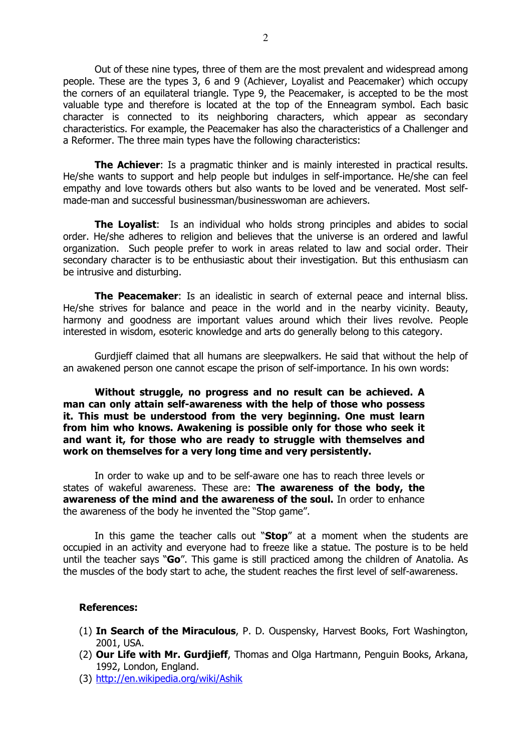Out of these nine types, three of them are the most prevalent and widespread among people. These are the types 3, 6 and 9 (Achiever, Loyalist and Peacemaker) which occupy the corners of an equilateral triangle. Type 9, the Peacemaker, is accepted to be the most valuable type and therefore is located at the top of the Enneagram symbol. Each basic character is connected to its neighboring characters, which appear as secondary characteristics. For example, the Peacemaker has also the characteristics of a Challenger and a Reformer. The three main types have the following characteristics:

**The Achiever**: Is a pragmatic thinker and is mainly interested in practical results. He/she wants to support and help people but indulges in self-importance. He/she can feel empathy and love towards others but also wants to be loved and be venerated. Most self-made-man and successful businessman/businesswoman are achievers.

**The Loyalist**: Is an individual who holds strong principles and abides to social order. He/she adheres to religion and believes that the universe is an ordered and lawful organization. Such people prefer to work in areas related to law and social order. Their secondary character is to be enthusiastic about their investigation. But this enthusiasm can be intrusive and disturbing.

**The Peacemaker**: Is an idealistic in search of external peace and internal bliss. He/she strives for balance and peace in the world and in the nearby vicinity. Beauty, harmony and goodness are important values around which their lives revolve. People interested in wisdom, esoteric knowledge and arts do generally belong to this category.

Gurdjieff claimed that all humans are sleepwalkers. He said that without the help of an awakened person one cannot escape the prison of self-importance. In his own words:

> **Without struggle, no progress and no result can be achieved. A man can only attain self-awareness with the help of those who possess it. This must be understood from the very beginning. One must learn from him who knows. Awakening is possible only for those who seek it and want it, for those who are ready to struggle with themselves and work on themselves for a very long time and very persistently.**

In order to wake up and to be self-aware one has to reach three levels or states of wakeful awareness. These are: **The awareness of the body, the awareness of the mind and the awareness of the soul.** In order to enhance the awareness of the body he invented the "Stop game".

In this game the teacher calls out "**Stop**" at a moment when the students are occupied in an activity and everyone had to freeze like a statue. The posture is to be held until the teacher says "**Go**". This game is still practiced among the children of Anatolia. As the muscles of the body start to ache, the student reaches the first level of self-awareness.

**References:**

1. **In Search of the Miraculous**, P. D. Ouspensky, Harvest Books, Fort Washington, 2001, USA.
2. **Our Life with Mr. Gurdjieff**, Thomas and Olga Hartmann, Penguin Books, Arkana, 1992, London, England.
3. http://en.wikipedia.org/wiki/Ashik